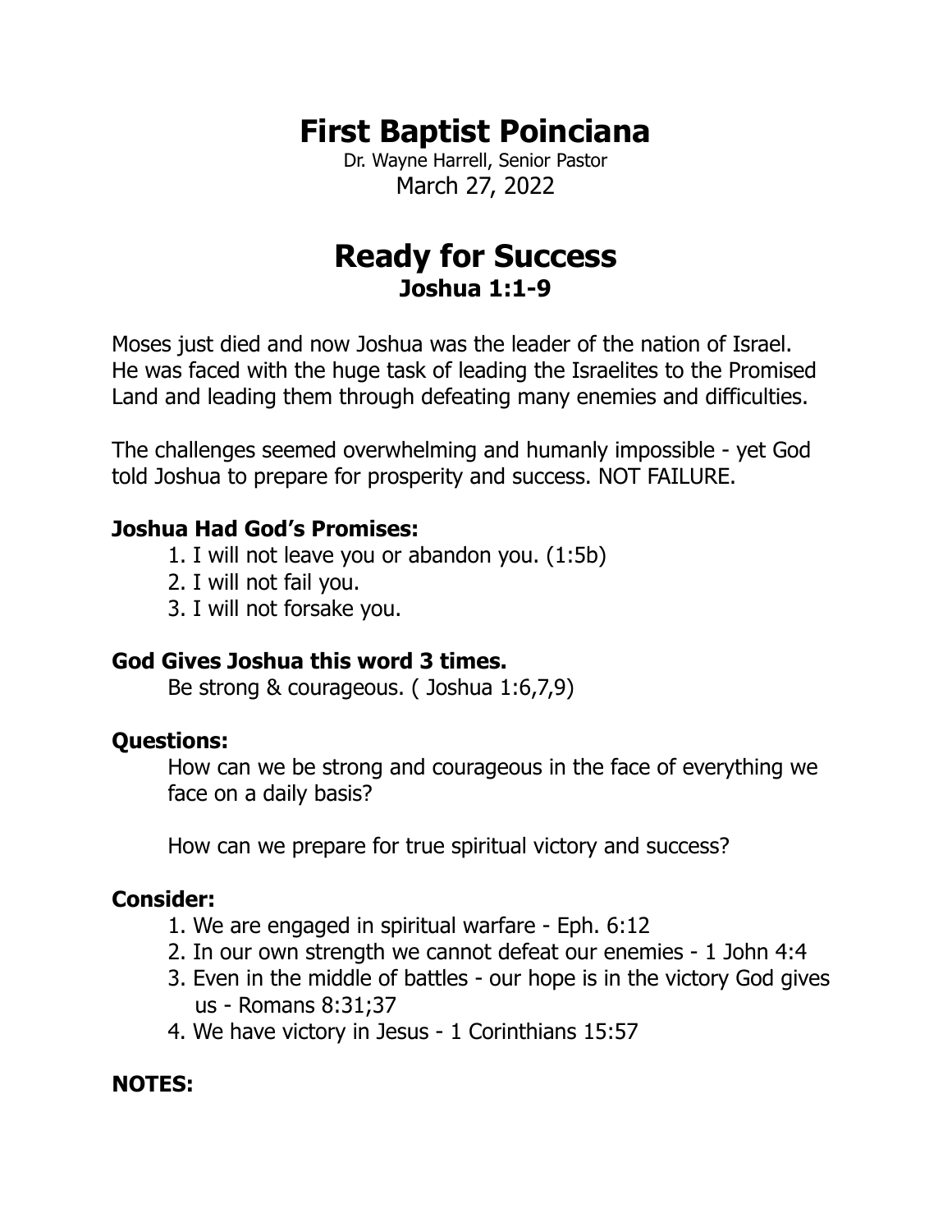# First Baptist Poinciana

Dr. Wayne Harrell, Senior Pastor
March 27, 2022

# Ready for Success

## Joshua 1:1-9

Moses just died and now Joshua was the leader of the nation of Israel. He was faced with the huge task of leading the Israelites to the Promised Land and leading them through defeating many enemies and difficulties.

The challenges seemed overwhelming and humanly impossible - yet God told Joshua to prepare for prosperity and success. NOT FAILURE.

**Joshua Had God's Promises:**

1. I will not leave you or abandon you. (1:5b)
2. I will not fail you.
3. I will not forsake you.

**God Gives Joshua this word 3 times.**

Be strong & courageous. ( Joshua 1:6,7,9)

**Questions:**

How can we be strong and courageous in the face of everything we face on a daily basis?

How can we prepare for true spiritual victory and success?

**Consider:**

1. We are engaged in spiritual warfare - Eph. 6:12
2. In our own strength we cannot defeat our enemies - 1 John 4:4
3. Even in the middle of battles - our hope is in the victory God gives us - Romans 8:31;37
4. We have victory in Jesus - 1 Corinthians 15:57

**NOTES:**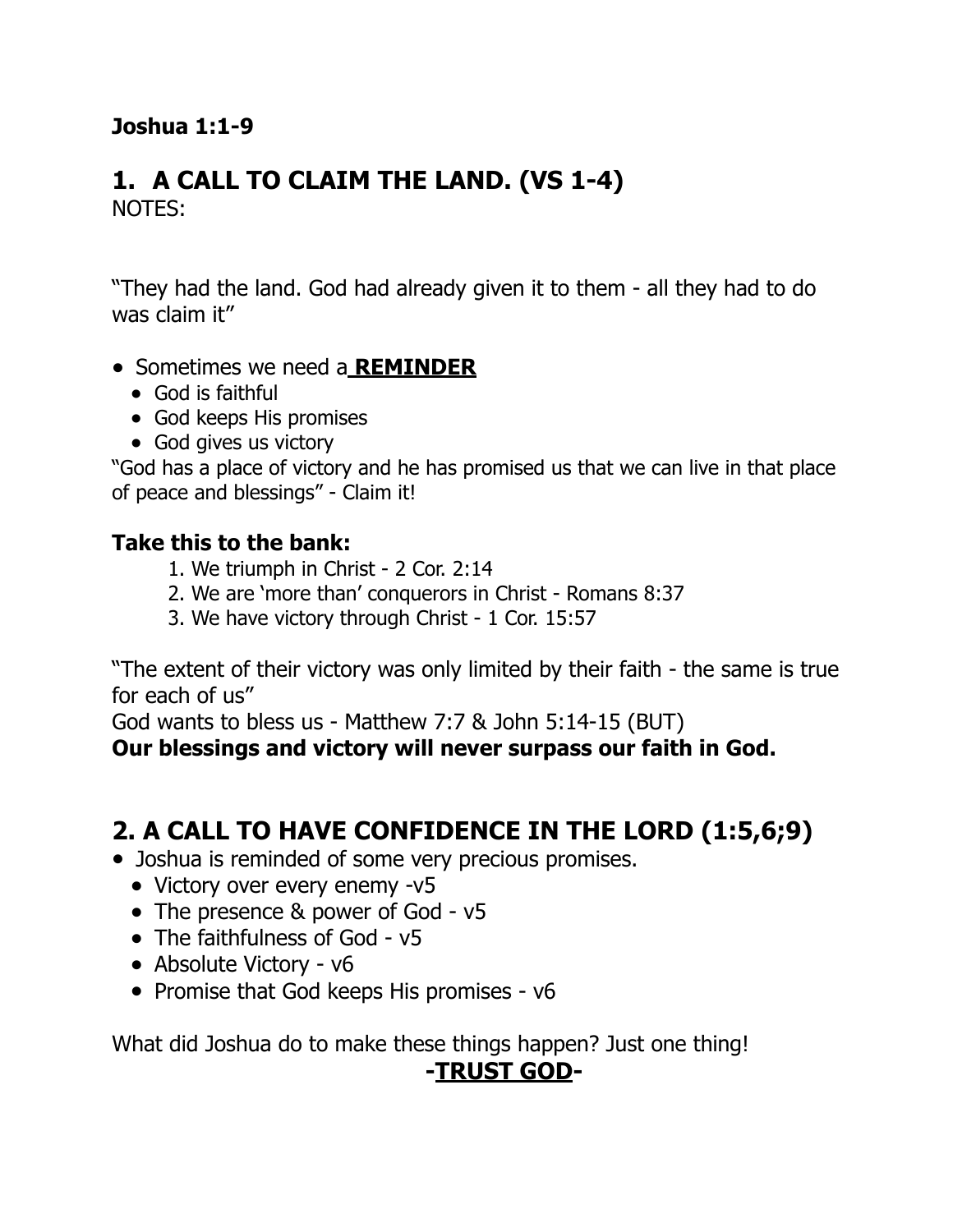**Joshua 1:1-9**

## 1. A CALL TO CLAIM THE LAND. (VS 1-4)

NOTES:

"They had the land. God had already given it to them - all they had to do was claim it"

- Sometimes we need a **REMINDER**
  - God is faithful
  - God keeps His promises
  - God gives us victory

"God has a place of victory and he has promised us that we can live in that place of peace and blessings" - Claim it!

**Take this to the bank:**

1. We triumph in Christ - 2 Cor. 2:14
2. We are 'more than' conquerors in Christ - Romans 8:37
3. We have victory through Christ - 1 Cor. 15:57

"The extent of their victory was only limited by their faith - the same is true for each of us"

God wants to bless us - Matthew 7:7 & John 5:14-15 (BUT)

**Our blessings and victory will never surpass our faith in God.**

## 2. A CALL TO HAVE CONFIDENCE IN THE LORD (1:5,6;9)

- Joshua is reminded of some very precious promises.
  - Victory over every enemy -v5
  - The presence & power of God - v5
  - The faithfulness of God - v5
  - Absolute Victory - v6
  - Promise that God keeps His promises - v6

What did Joshua do to make these things happen? Just one thing!

**-TRUST GOD-**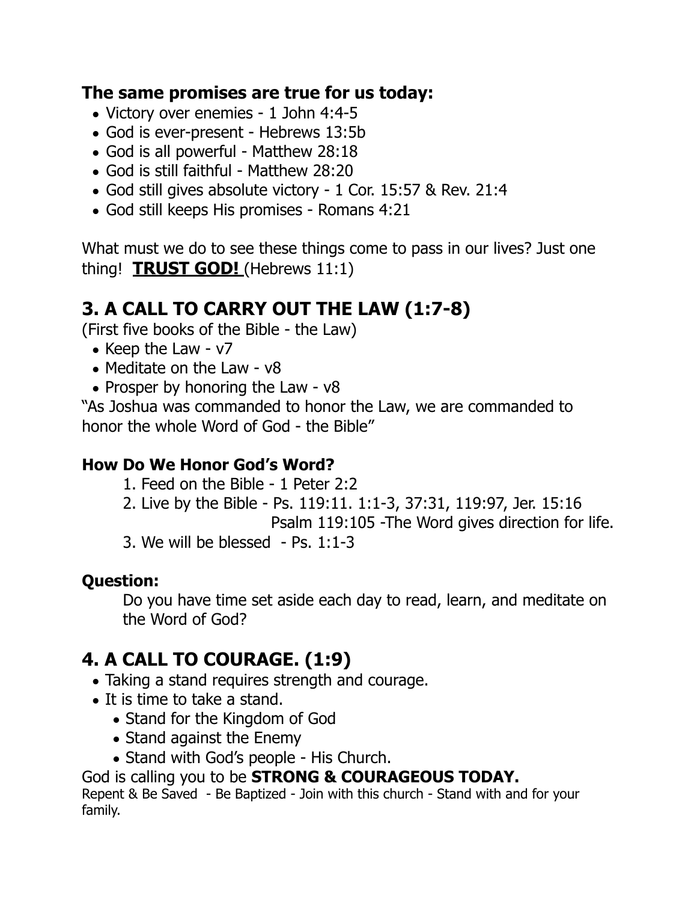**The same promises are true for us today:**

- Victory over enemies - 1 John 4:4-5
- God is ever-present - Hebrews 13:5b
- God is all powerful - Matthew 28:18
- God is still faithful - Matthew 28:20
- God still gives absolute victory - 1 Cor. 15:57 & Rev. 21:4
- God still keeps His promises - Romans 4:21

What must we do to see these things come to pass in our lives? Just one thing! **TRUST GOD!** (Hebrews 11:1)

## 3. A CALL TO CARRY OUT THE LAW (1:7-8)

(First five books of the Bible - the Law)

- Keep the Law - v7
- Meditate on the Law - v8
- Prosper by honoring the Law - v8

"As Joshua was commanded to honor the Law, we are commanded to honor the whole Word of God - the Bible"

### How Do We Honor God's Word?

1. Feed on the Bible - 1 Peter 2:2
2. Live by the Bible - Ps. 119:11. 1:1-3, 37:31, 119:97, Jer. 15:16
   Psalm 119:105 -The Word gives direction for life.
3. We will be blessed - Ps. 1:1-3

### Question:

Do you have time set aside each day to read, learn, and meditate on the Word of God?

## 4. A CALL TO COURAGE. (1:9)

- Taking a stand requires strength and courage.
- It is time to take a stand.
  - Stand for the Kingdom of God
  - Stand against the Enemy
  - Stand with God's people - His Church.

God is calling you to be **STRONG & COURAGEOUS TODAY.**

Repent & Be Saved - Be Baptized - Join with this church - Stand with and for your family.